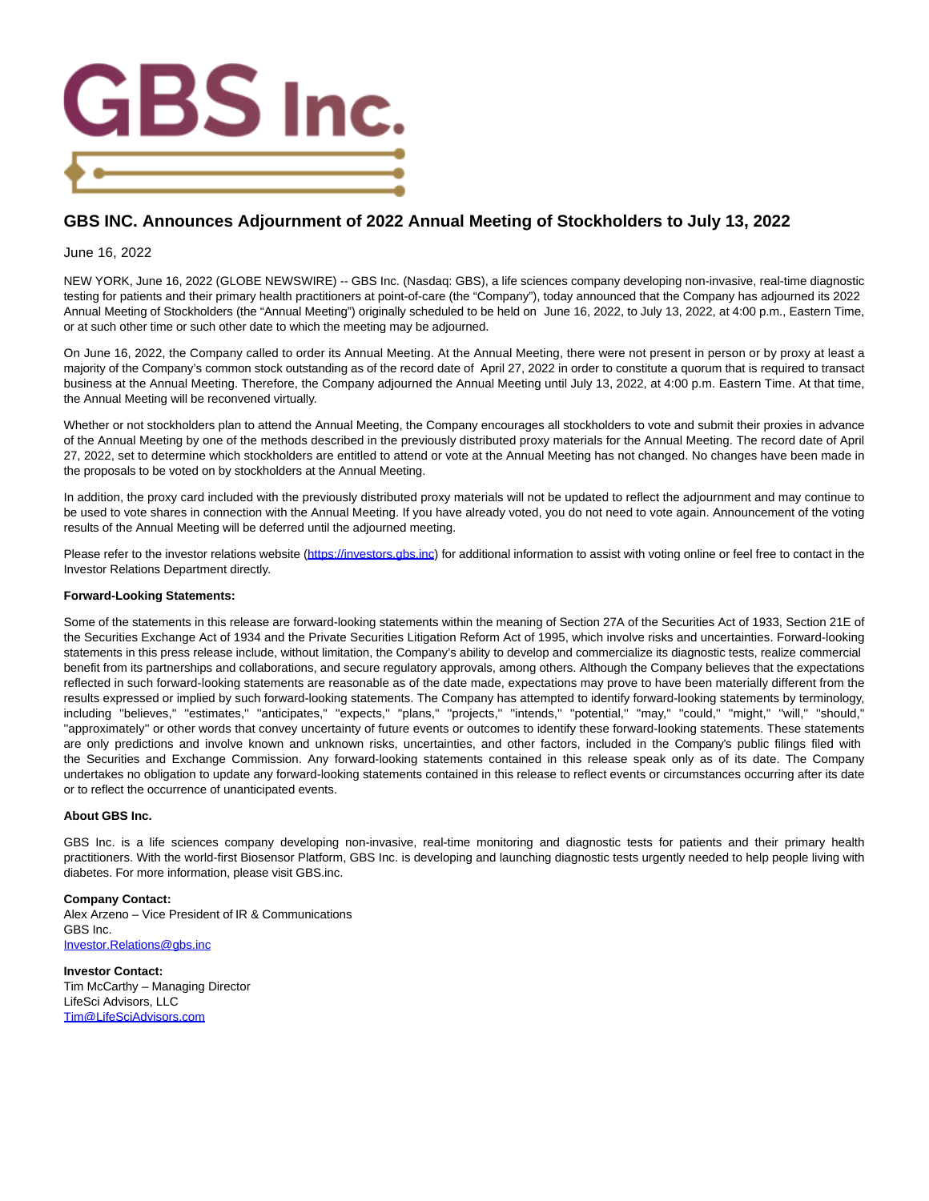# GBS INC. Announces Adjournment of 2022 Annual Meeting of Stockholders to July 13, 2022

June 16, 2022

NEW YORK, June 16, 2022 (GLOBE NEWSWIRE) -- GBS Inc. (Nasdaq: GBS), a life sciences company developing non-invasive, real-time diagnostic testing for patients and their primary health practitioners at point-of-care (the "Company"), today announced that the Company has adjourned its 2022 Annual Meeting of Stockholders (the "Annual Meeting") originally scheduled to be held on June 16, 2022, to July 13, 2022, at 4:00 p.m., Eastern Time, or at such other time or such other date to which the meeting may be adjourned.

On June 16, 2022, the Company called to order its Annual Meeting. At the Annual Meeting, there were not present in person or by proxy at least a majority of the Company's common stock outstanding as of the record date of April 27, 2022 in order to constitute a quorum that is required to transact business at the Annual Meeting. Therefore, the Company adjourned the Annual Meeting until July 13, 2022, at 4:00 p.m. Eastern Time. At that time, the Annual Meeting will be reconvened virtually.

Whether or not stockholders plan to attend the Annual Meeting, the Company encourages all stockholders to vote and submit their proxies in advance of the Annual Meeting by one of the methods described in the previously distributed proxy materials for the Annual Meeting. The record date of April 27, 2022, set to determine which stockholders are entitled to attend or vote at the Annual Meeting has not changed. No changes have been made in the proposals to be voted on by stockholders at the Annual Meeting.

In addition, the proxy card included with the previously distributed proxy materials will not be updated to reflect the adjournment and may continue to be used to vote shares in connection with the Annual Meeting. If you have already voted, you do not need to vote again. Announcement of the voting results of the Annual Meeting will be deferred until the adjourned meeting.

Please refer to the investor relations website (https://investors.gbs.inc) for additional information to assist with voting online or feel free to contact in the Investor Relations Department directly.

**Forward-Looking Statements:**

Some of the statements in this release are forward-looking statements within the meaning of Section 27A of the Securities Act of 1933, Section 21E of the Securities Exchange Act of 1934 and the Private Securities Litigation Reform Act of 1995, which involve risks and uncertainties. Forward-looking statements in this press release include, without limitation, the Company's ability to develop and commercialize its diagnostic tests, realize commercial benefit from its partnerships and collaborations, and secure regulatory approvals, among others. Although the Company believes that the expectations reflected in such forward-looking statements are reasonable as of the date made, expectations may prove to have been materially different from the results expressed or implied by such forward-looking statements. The Company has attempted to identify forward-looking statements by terminology, including "believes," "estimates," "anticipates," "expects," "plans," "projects," "intends," "potential," "may," "could," "might," "will," "should," "approximately" or other words that convey uncertainty of future events or outcomes to identify these forward-looking statements. These statements are only predictions and involve known and unknown risks, uncertainties, and other factors, included in the Company's public filings filed with the Securities and Exchange Commission. Any forward-looking statements contained in this release speak only as of its date. The Company undertakes no obligation to update any forward-looking statements contained in this release to reflect events or circumstances occurring after its date or to reflect the occurrence of unanticipated events.

**About GBS Inc.**

GBS Inc. is a life sciences company developing non-invasive, real-time monitoring and diagnostic tests for patients and their primary health practitioners. With the world-first Biosensor Platform, GBS Inc. is developing and launching diagnostic tests urgently needed to help people living with diabetes. For more information, please visit GBS.inc.

**Company Contact:**
Alex Arzeno – Vice President of IR & Communications
GBS Inc.
Investor.Relations@gbs.inc

**Investor Contact:**
Tim McCarthy – Managing Director
LifeSci Advisors, LLC
Tim@LifeSciAdvisors.com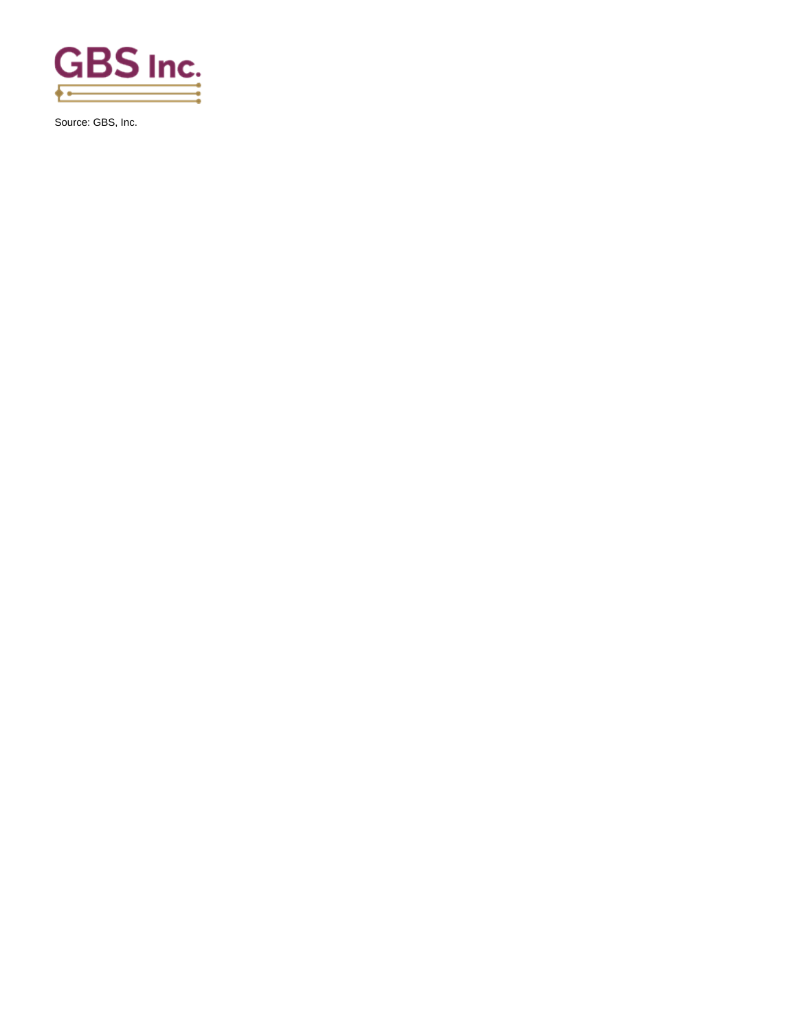GBS Inc.

Source: GBS, Inc.